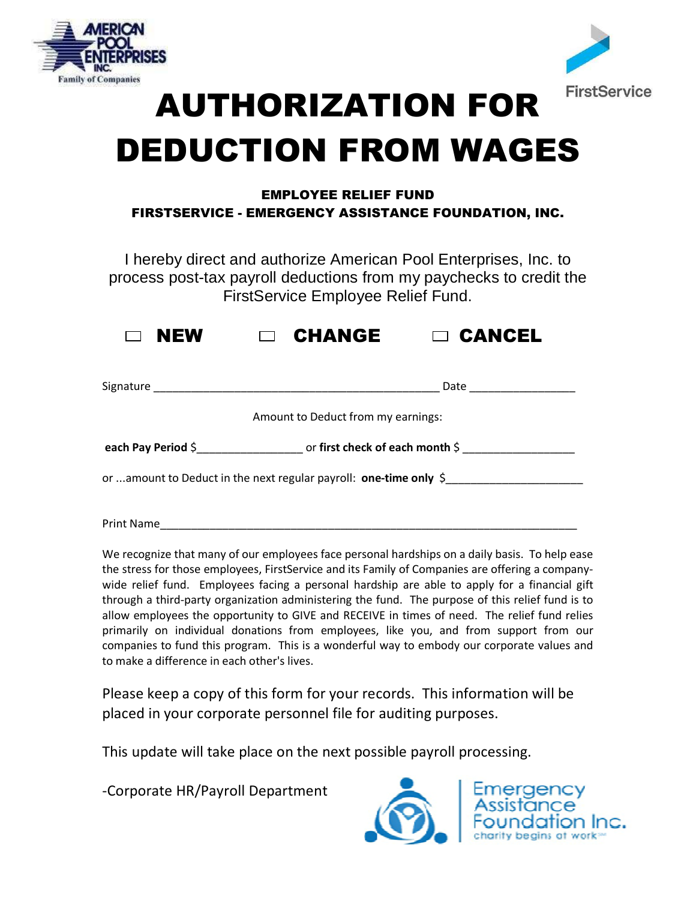AMERICAN POOL ENTERPRISES INC.
Family of Companies

FirstService

# AUTHORIZATION FOR DEDUCTION FROM WAGES

**EMPLOYEE RELIEF FUND**
**FIRSTSERVICE - EMERGENCY ASSISTANCE FOUNDATION, INC.**

I hereby direct and authorize American Pool Enterprises, Inc. to process post-tax payroll deductions from my paychecks to credit the FirstService Employee Relief Fund.

☐ **NEW** ☐ **CHANGE** ☐ **CANCEL**

Signature ______________________________________________ Date ________________

Amount to Deduct from my earnings:

**each Pay Period** $________________ or **first check of each month** $ _________________

or ...amount to Deduct in the next regular payroll: **one-time only** $_____________________

Print Name___________________________________________________________________

We recognize that many of our employees face personal hardships on a daily basis. To help ease the stress for those employees, FirstService and its Family of Companies are offering a company-wide relief fund. Employees facing a personal hardship are able to apply for a financial gift through a third-party organization administering the fund. The purpose of this relief fund is to allow employees the opportunity to GIVE and RECEIVE in times of need. The relief fund relies primarily on individual donations from employees, like you, and from support from our companies to fund this program. This is a wonderful way to embody our corporate values and to make a difference in each other's lives.

Please keep a copy of this form for your records. This information will be placed in your corporate personnel file for auditing purposes.

This update will take place on the next possible payroll processing.

-Corporate HR/Payroll Department

Emergency Assistance Foundation Inc.
charity begins at work℠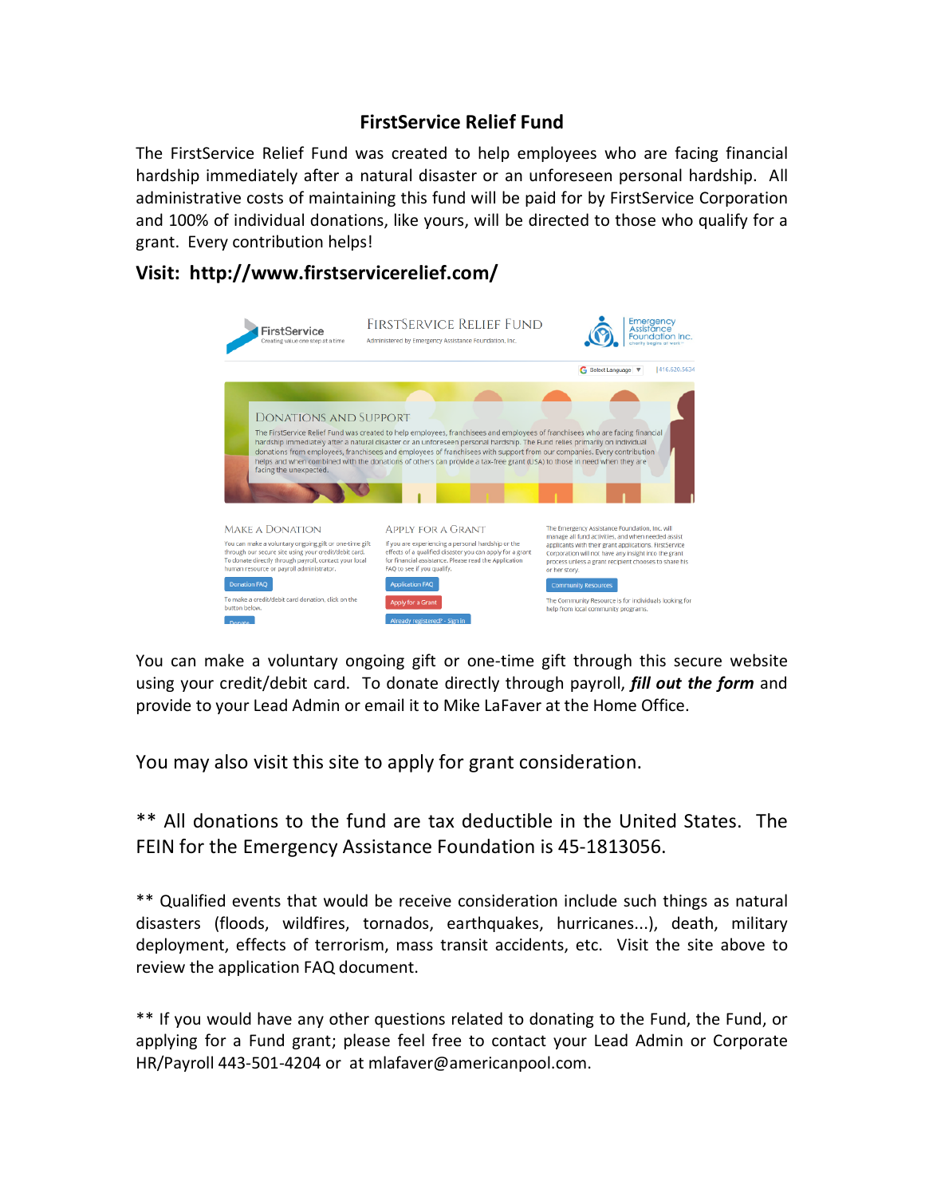# FirstService Relief Fund

The FirstService Relief Fund was created to help employees who are facing financial hardship immediately after a natural disaster or an unforeseen personal hardship. All administrative costs of maintaining this fund will be paid for by FirstService Corporation and 100% of individual donations, like yours, will be directed to those who qualify for a grant. Every contribution helps!

## Visit: http://www.firstservicerelief.com/

You can make a voluntary ongoing gift or one-time gift through this secure website using your credit/debit card. To donate directly through payroll, ***fill out the form*** and provide to your Lead Admin or email it to Mike LaFaver at the Home Office.

You may also visit this site to apply for grant consideration.

** All donations to the fund are tax deductible in the United States. The FEIN for the Emergency Assistance Foundation is 45-1813056.

** Qualified events that would be receive consideration include such things as natural disasters (floods, wildfires, tornados, earthquakes, hurricanes...), death, military deployment, effects of terrorism, mass transit accidents, etc. Visit the site above to review the application FAQ document.

** If you would have any other questions related to donating to the Fund, the Fund, or applying for a Fund grant; please feel free to contact your Lead Admin or Corporate HR/Payroll 443-501-4204 or at mlafaver@americanpool.com.